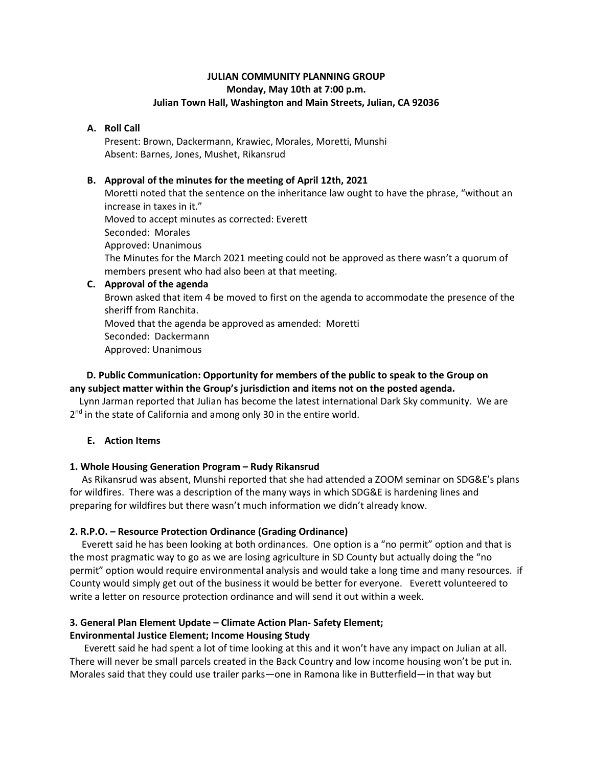# JULIAN COMMUNITY PLANNING GROUP
## Monday, May 10th at 7:00 p.m.
## Julian Town Hall, Washington and Main Streets, Julian, CA 92036

**A. Roll Call**

Present: Brown, Dackermann, Krawiec, Morales, Moretti, Munshi
Absent: Barnes, Jones, Mushet, Rikansrud

**B. Approval of the minutes for the meeting of April 12th, 2021**

Moretti noted that the sentence on the inheritance law ought to have the phrase, "without an increase in taxes in it."
Moved to accept minutes as corrected: Everett
Seconded: Morales
Approved: Unanimous
The Minutes for the March 2021 meeting could not be approved as there wasn't a quorum of members present who had also been at that meeting.

**C. Approval of the agenda**

Brown asked that item 4 be moved to first on the agenda to accommodate the presence of the sheriff from Ranchita.
Moved that the agenda be approved as amended: Moretti
Seconded: Dackermann
Approved: Unanimous

**D. Public Communication: Opportunity for members of the public to speak to the Group on any subject matter within the Group's jurisdiction and items not on the posted agenda.**

Lynn Jarman reported that Julian has become the latest international Dark Sky community. We are 2nd in the state of California and among only 30 in the entire world.

**E. Action Items**

**1. Whole Housing Generation Program – Rudy Rikansrud**

As Rikansrud was absent, Munshi reported that she had attended a ZOOM seminar on SDG&E's plans for wildfires. There was a description of the many ways in which SDG&E is hardening lines and preparing for wildfires but there wasn't much information we didn't already know.

**2. R.P.O. – Resource Protection Ordinance (Grading Ordinance)**

Everett said he has been looking at both ordinances. One option is a "no permit" option and that is the most pragmatic way to go as we are losing agriculture in SD County but actually doing the "no permit" option would require environmental analysis and would take a long time and many resources. if County would simply get out of the business it would be better for everyone. Everett volunteered to write a letter on resource protection ordinance and will send it out within a week.

**3. General Plan Element Update – Climate Action Plan- Safety Element; Environmental Justice Element; Income Housing Study**

Everett said he had spent a lot of time looking at this and it won't have any impact on Julian at all. There will never be small parcels created in the Back Country and low income housing won't be put in. Morales said that they could use trailer parks—one in Ramona like in Butterfield—in that way but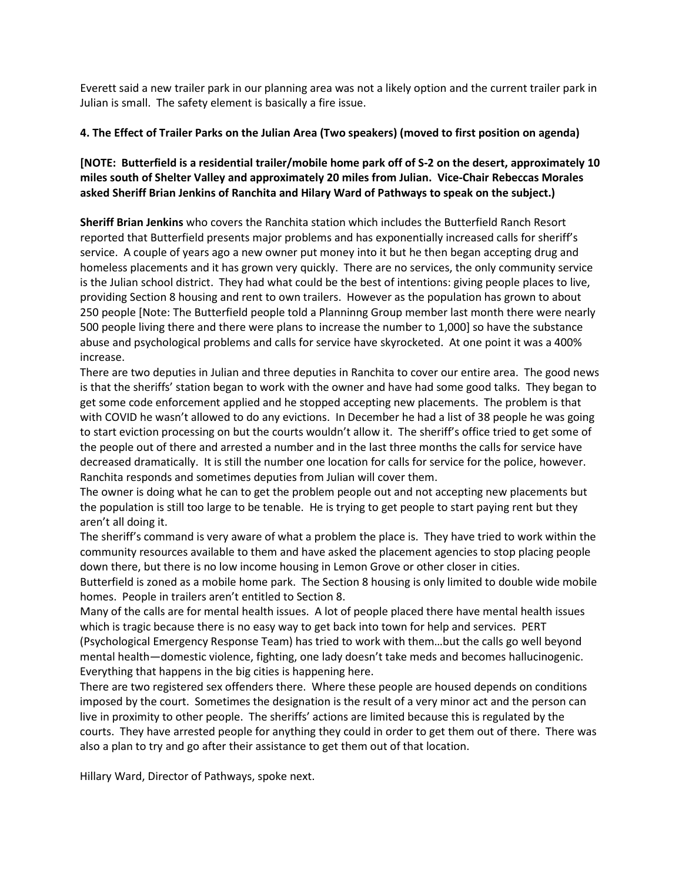Everett said a new trailer park in our planning area was not a likely option and the current trailer park in Julian is small. The safety element is basically a fire issue.

**4. The Effect of Trailer Parks on the Julian Area (Two speakers) (moved to first position on agenda)**

**[NOTE: Butterfield is a residential trailer/mobile home park off of S-2 on the desert, approximately 10 miles south of Shelter Valley and approximately 20 miles from Julian. Vice-Chair Rebeccas Morales asked Sheriff Brian Jenkins of Ranchita and Hilary Ward of Pathways to speak on the subject.)**

**Sheriff Brian Jenkins** who covers the Ranchita station which includes the Butterfield Ranch Resort reported that Butterfield presents major problems and has exponentially increased calls for sheriff's service. A couple of years ago a new owner put money into it but he then began accepting drug and homeless placements and it has grown very quickly. There are no services, the only community service is the Julian school district. They had what could be the best of intentions: giving people places to live, providing Section 8 housing and rent to own trailers. However as the population has grown to about 250 people [Note: The Butterfield people told a Planninng Group member last month there were nearly 500 people living there and there were plans to increase the number to 1,000] so have the substance abuse and psychological problems and calls for service have skyrocketed. At one point it was a 400% increase.

There are two deputies in Julian and three deputies in Ranchita to cover our entire area. The good news is that the sheriffs' station began to work with the owner and have had some good talks. They began to get some code enforcement applied and he stopped accepting new placements. The problem is that with COVID he wasn't allowed to do any evictions. In December he had a list of 38 people he was going to start eviction processing on but the courts wouldn't allow it. The sheriff's office tried to get some of the people out of there and arrested a number and in the last three months the calls for service have decreased dramatically. It is still the number one location for calls for service for the police, however. Ranchita responds and sometimes deputies from Julian will cover them.

The owner is doing what he can to get the problem people out and not accepting new placements but the population is still too large to be tenable. He is trying to get people to start paying rent but they aren't all doing it.

The sheriff's command is very aware of what a problem the place is. They have tried to work within the community resources available to them and have asked the placement agencies to stop placing people down there, but there is no low income housing in Lemon Grove or other closer in cities.

Butterfield is zoned as a mobile home park. The Section 8 housing is only limited to double wide mobile homes. People in trailers aren't entitled to Section 8.

Many of the calls are for mental health issues. A lot of people placed there have mental health issues which is tragic because there is no easy way to get back into town for help and services. PERT (Psychological Emergency Response Team) has tried to work with them…but the calls go well beyond mental health—domestic violence, fighting, one lady doesn't take meds and becomes hallucinogenic. Everything that happens in the big cities is happening here.

There are two registered sex offenders there. Where these people are housed depends on conditions imposed by the court. Sometimes the designation is the result of a very minor act and the person can live in proximity to other people. The sheriffs' actions are limited because this is regulated by the courts. They have arrested people for anything they could in order to get them out of there. There was also a plan to try and go after their assistance to get them out of that location.

Hillary Ward, Director of Pathways, spoke next.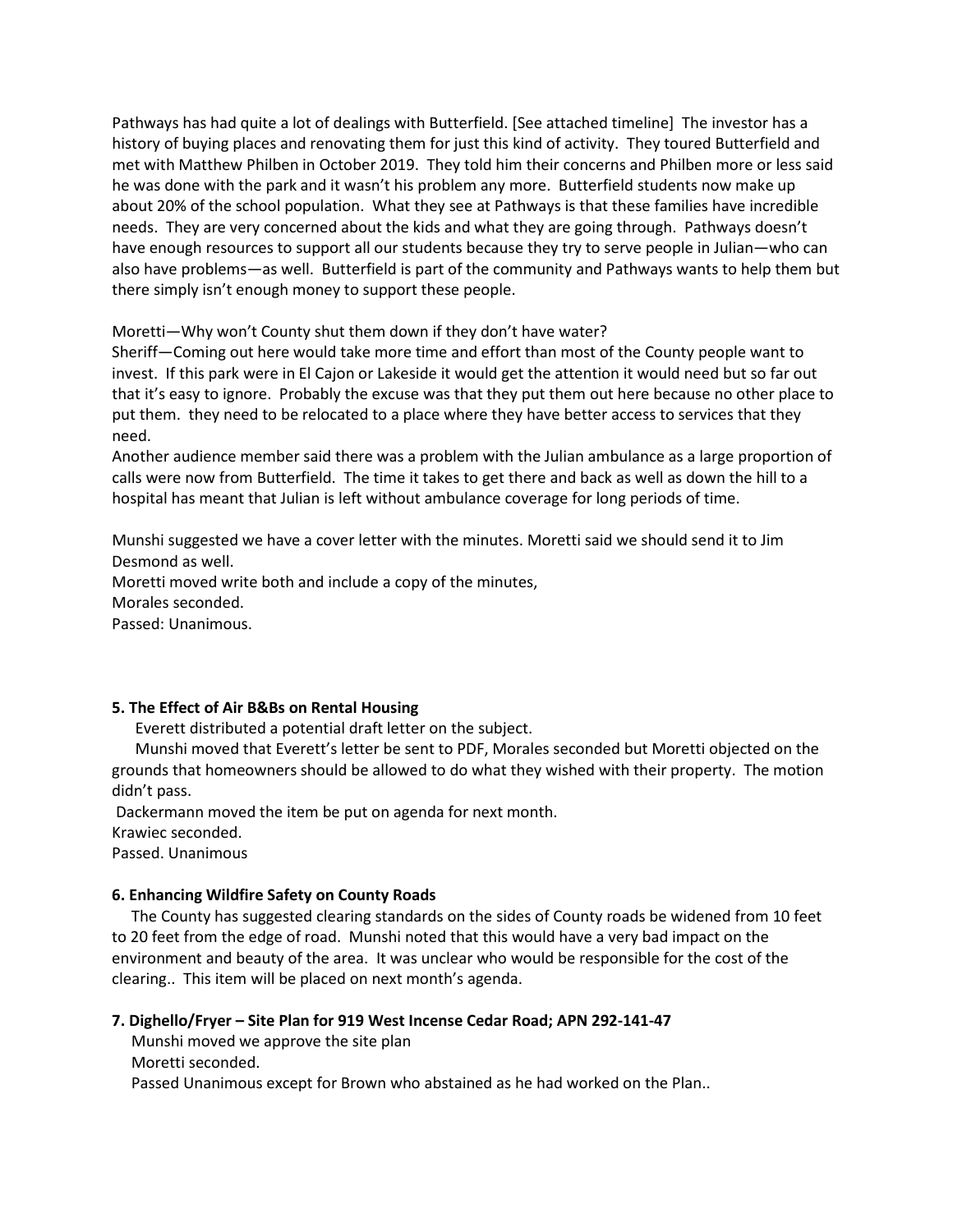Pathways has had quite a lot of dealings with Butterfield. [See attached timeline] The investor has a history of buying places and renovating them for just this kind of activity. They toured Butterfield and met with Matthew Philben in October 2019. They told him their concerns and Philben more or less said he was done with the park and it wasn't his problem any more. Butterfield students now make up about 20% of the school population. What they see at Pathways is that these families have incredible needs. They are very concerned about the kids and what they are going through. Pathways doesn't have enough resources to support all our students because they try to serve people in Julian—who can also have problems—as well. Butterfield is part of the community and Pathways wants to help them but there simply isn't enough money to support these people.

Moretti—Why won't County shut them down if they don't have water?

Sheriff—Coming out here would take more time and effort than most of the County people want to invest. If this park were in El Cajon or Lakeside it would get the attention it would need but so far out that it's easy to ignore. Probably the excuse was that they put them out here because no other place to put them. they need to be relocated to a place where they have better access to services that they need.

Another audience member said there was a problem with the Julian ambulance as a large proportion of calls were now from Butterfield. The time it takes to get there and back as well as down the hill to a hospital has meant that Julian is left without ambulance coverage for long periods of time.

Munshi suggested we have a cover letter with the minutes. Moretti said we should send it to Jim Desmond as well.

Moretti moved write both and include a copy of the minutes,

Morales seconded.

Passed: Unanimous.

**5. The Effect of Air B&Bs on Rental Housing**

Everett distributed a potential draft letter on the subject.

Munshi moved that Everett's letter be sent to PDF, Morales seconded but Moretti objected on the grounds that homeowners should be allowed to do what they wished with their property. The motion didn't pass.

Dackermann moved the item be put on agenda for next month.

Krawiec seconded.

Passed. Unanimous

**6. Enhancing Wildfire Safety on County Roads**

The County has suggested clearing standards on the sides of County roads be widened from 10 feet to 20 feet from the edge of road. Munshi noted that this would have a very bad impact on the environment and beauty of the area. It was unclear who would be responsible for the cost of the clearing.. This item will be placed on next month's agenda.

**7. Dighello/Fryer – Site Plan for 919 West Incense Cedar Road; APN 292-141-47**

Munshi moved we approve the site plan

Moretti seconded.

Passed Unanimous except for Brown who abstained as he had worked on the Plan..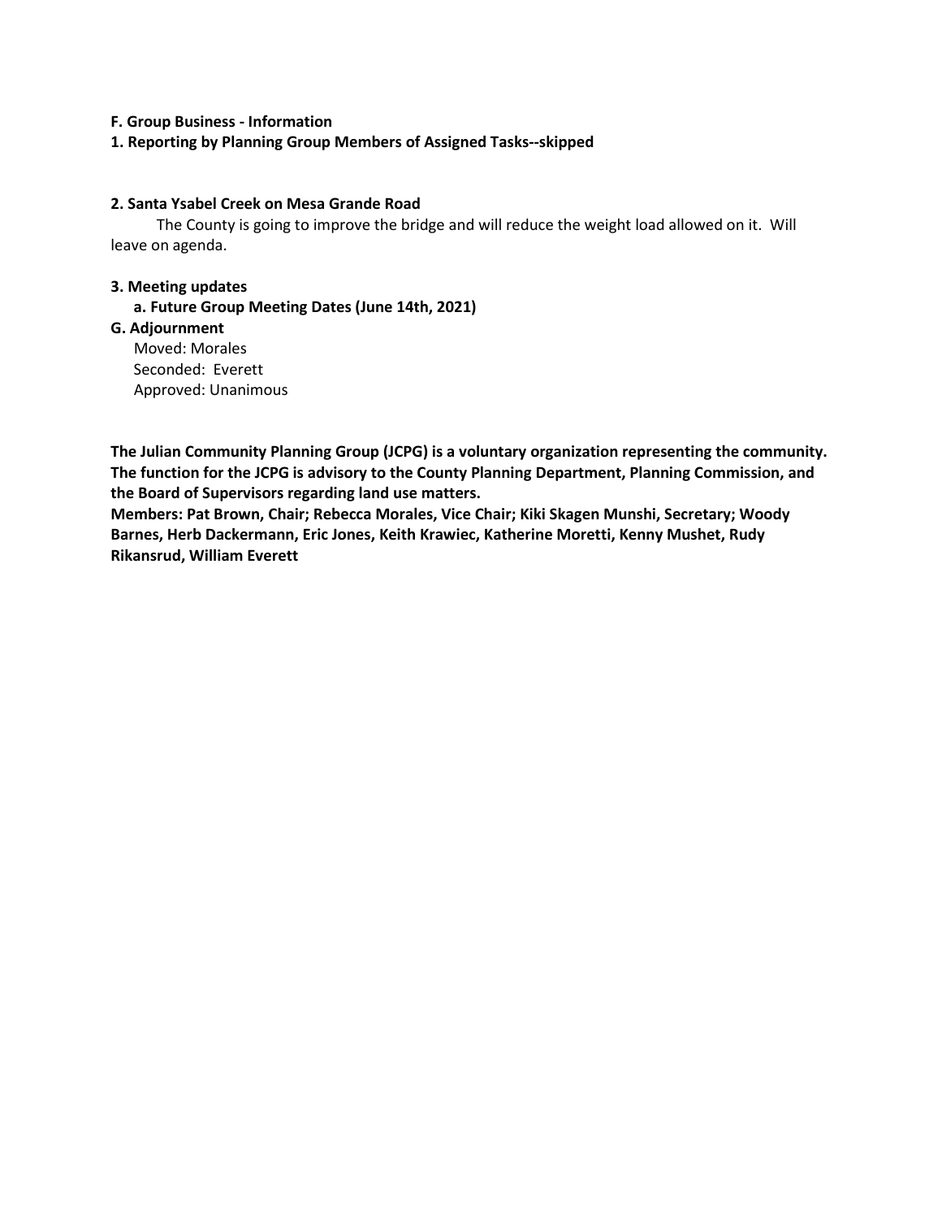**F. Group Business - Information**

**1. Reporting by Planning Group Members of Assigned Tasks--skipped**

**2. Santa Ysabel Creek on Mesa Grande Road**

The County is going to improve the bridge and will reduce the weight load allowed on it. Will leave on agenda.

**3. Meeting updates**

**a. Future Group Meeting Dates (June 14th, 2021)**

**G. Adjournment**

Moved: Morales
Seconded: Everett
Approved: Unanimous

**The Julian Community Planning Group (JCPG) is a voluntary organization representing the community. The function for the JCPG is advisory to the County Planning Department, Planning Commission, and the Board of Supervisors regarding land use matters.**

**Members: Pat Brown, Chair; Rebecca Morales, Vice Chair; Kiki Skagen Munshi, Secretary; Woody Barnes, Herb Dackermann, Eric Jones, Keith Krawiec, Katherine Moretti, Kenny Mushet, Rudy Rikansrud, William Everett**